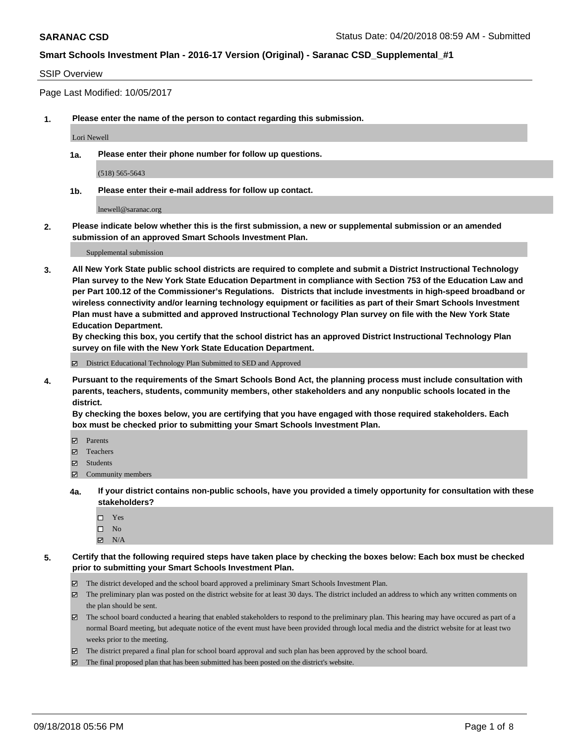**SARANAC CSD** Status Date: 04/20/2018 08:59 AM - Submitted

**Smart Schools Investment Plan - 2016-17 Version (Original) - Saranac CSD_Supplemental_#1**

SSIP Overview

Page Last Modified: 10/05/2017

**1. Please enter the name of the person to contact regarding this submission.**

Lori Newell

**1a. Please enter their phone number for follow up questions.**

(518) 565-5643

**1b. Please enter their e-mail address for follow up contact.**

lnewell@saranac.org

**2. Please indicate below whether this is the first submission, a new or supplemental submission or an amended submission of an approved Smart Schools Investment Plan.**

Supplemental submission

**3. All New York State public school districts are required to complete and submit a District Instructional Technology Plan survey to the New York State Education Department in compliance with Section 753 of the Education Law and per Part 100.12 of the Commissioner's Regulations. Districts that include investments in high-speed broadband or wireless connectivity and/or learning technology equipment or facilities as part of their Smart Schools Investment Plan must have a submitted and approved Instructional Technology Plan survey on file with the New York State Education Department.**
**By checking this box, you certify that the school district has an approved District Instructional Technology Plan survey on file with the New York State Education Department.**

- [x] District Educational Technology Plan Submitted to SED and Approved

**4. Pursuant to the requirements of the Smart Schools Bond Act, the planning process must include consultation with parents, teachers, students, community members, other stakeholders and any nonpublic schools located in the district.**
**By checking the boxes below, you are certifying that you have engaged with those required stakeholders. Each box must be checked prior to submitting your Smart Schools Investment Plan.**

- [x] Parents
- [x] Teachers
- [x] Students
- [x] Community members

**4a. If your district contains non-public schools, have you provided a timely opportunity for consultation with these stakeholders?**

- [ ] Yes
- [ ] No
- [x] N/A

**5. Certify that the following required steps have taken place by checking the boxes below: Each box must be checked prior to submitting your Smart Schools Investment Plan.**

- [x] The district developed and the school board approved a preliminary Smart Schools Investment Plan.
- [x] The preliminary plan was posted on the district website for at least 30 days. The district included an address to which any written comments on the plan should be sent.
- [x] The school board conducted a hearing that enabled stakeholders to respond to the preliminary plan. This hearing may have occured as part of a normal Board meeting, but adequate notice of the event must have been provided through local media and the district website for at least two weeks prior to the meeting.
- [x] The district prepared a final plan for school board approval and such plan has been approved by the school board.
- [x] The final proposed plan that has been submitted has been posted on the district's website.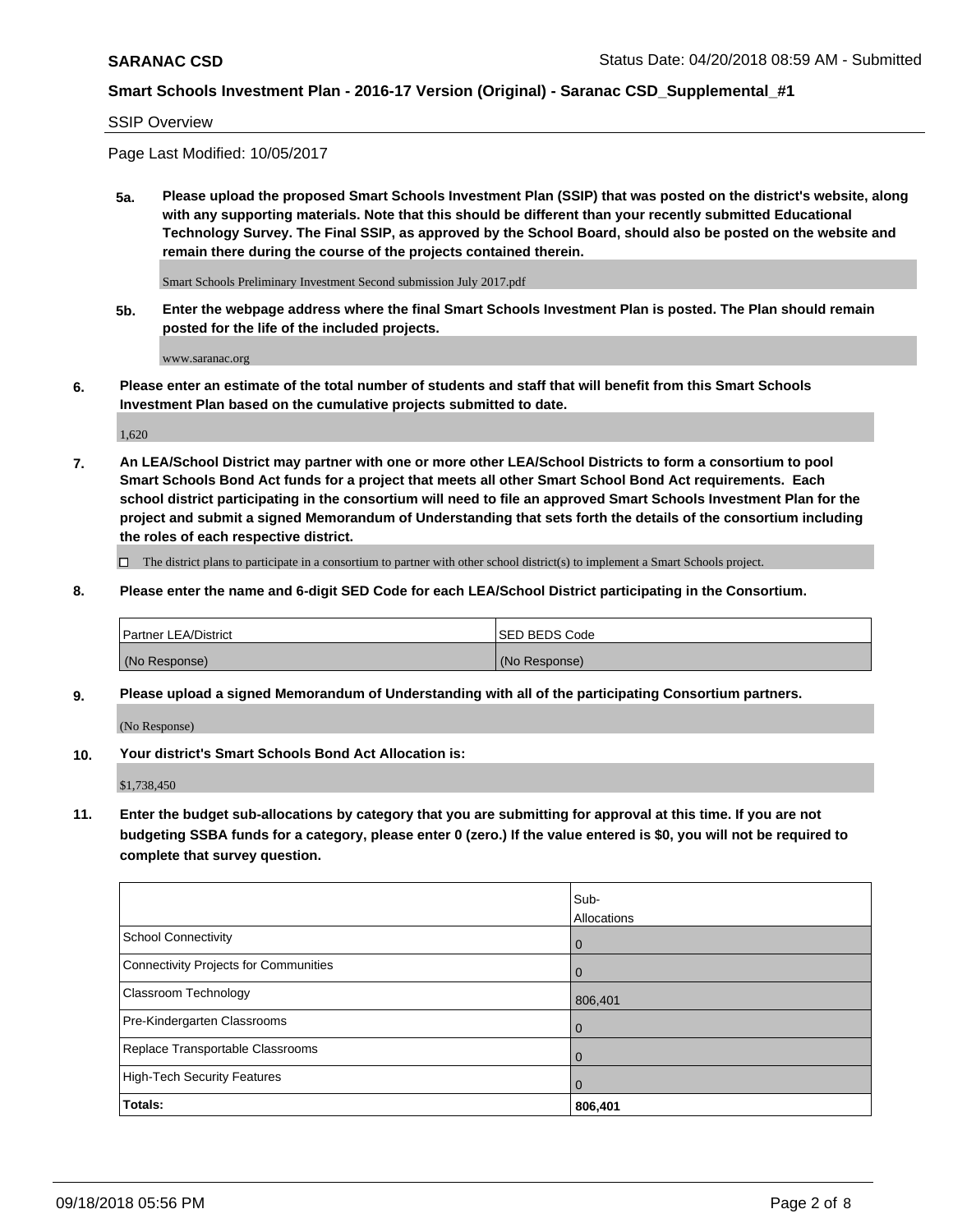**SARANAC CSD** Status Date: 04/20/2018 08:59 AM - Submitted

**Smart Schools Investment Plan - 2016-17 Version (Original) - Saranac CSD_Supplemental_#1**

SSIP Overview

Page Last Modified: 10/05/2017

**5a. Please upload the proposed Smart Schools Investment Plan (SSIP) that was posted on the district's website, along with any supporting materials. Note that this should be different than your recently submitted Educational Technology Survey. The Final SSIP, as approved by the School Board, should also be posted on the website and remain there during the course of the projects contained therein.**

Smart Schools Preliminary Investment Second submission July 2017.pdf

**5b. Enter the webpage address where the final Smart Schools Investment Plan is posted. The Plan should remain posted for the life of the included projects.**

www.saranac.org

**6. Please enter an estimate of the total number of students and staff that will benefit from this Smart Schools Investment Plan based on the cumulative projects submitted to date.**

1,620

**7. An LEA/School District may partner with one or more other LEA/School Districts to form a consortium to pool Smart Schools Bond Act funds for a project that meets all other Smart School Bond Act requirements. Each school district participating in the consortium will need to file an approved Smart Schools Investment Plan for the project and submit a signed Memorandum of Understanding that sets forth the details of the consortium including the roles of each respective district.**

☐ The district plans to participate in a consortium to partner with other school district(s) to implement a Smart Schools project.

**8. Please enter the name and 6-digit SED Code for each LEA/School District participating in the Consortium.**

| Partner LEA/District | SED BEDS Code |
|---|---|
| (No Response) | (No Response) |

**9. Please upload a signed Memorandum of Understanding with all of the participating Consortium partners.**

(No Response)

**10. Your district's Smart Schools Bond Act Allocation is:**

$1,738,450

**11. Enter the budget sub-allocations by category that you are submitting for approval at this time. If you are not budgeting SSBA funds for a category, please enter 0 (zero.) If the value entered is $0, you will not be required to complete that survey question.**

| | Sub-Allocations |
|---|---|
| School Connectivity | 0 |
| Connectivity Projects for Communities | 0 |
| Classroom Technology | 806,401 |
| Pre-Kindergarten Classrooms | 0 |
| Replace Transportable Classrooms | 0 |
| High-Tech Security Features | 0 |
| **Totals:** | **806,401** |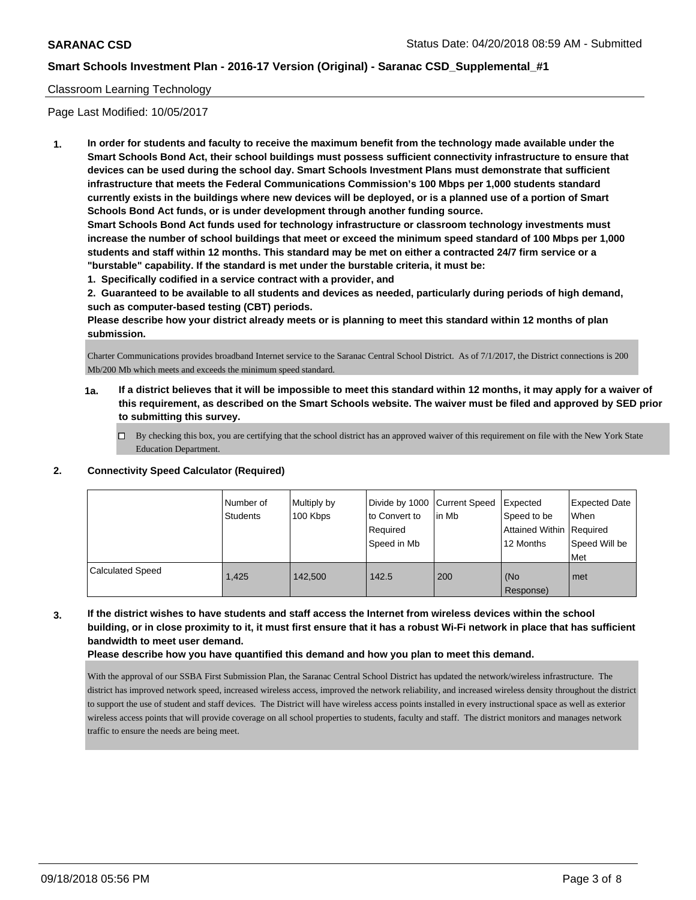Classroom Learning Technology

Page Last Modified: 10/05/2017

**1. In order for students and faculty to receive the maximum benefit from the technology made available under the Smart Schools Bond Act, their school buildings must possess sufficient connectivity infrastructure to ensure that devices can be used during the school day. Smart Schools Investment Plans must demonstrate that sufficient infrastructure that meets the Federal Communications Commission's 100 Mbps per 1,000 students standard currently exists in the buildings where new devices will be deployed, or is a planned use of a portion of Smart Schools Bond Act funds, or is under development through another funding source.**

**Smart Schools Bond Act funds used for technology infrastructure or classroom technology investments must increase the number of school buildings that meet or exceed the minimum speed standard of 100 Mbps per 1,000 students and staff within 12 months. This standard may be met on either a contracted 24/7 firm service or a "burstable" capability. If the standard is met under the burstable criteria, it must be:**

**1. Specifically codified in a service contract with a provider, and**

**2. Guaranteed to be available to all students and devices as needed, particularly during periods of high demand, such as computer-based testing (CBT) periods.**

**Please describe how your district already meets or is planning to meet this standard within 12 months of plan submission.**

Charter Communications provides broadband Internet service to the Saranac Central School District. As of 7/1/2017, the District connections is 200 Mb/200 Mb which meets and exceeds the minimum speed standard.

**1a. If a district believes that it will be impossible to meet this standard within 12 months, it may apply for a waiver of this requirement, as described on the Smart Schools website. The waiver must be filed and approved by SED prior to submitting this survey.**

☐ By checking this box, you are certifying that the school district has an approved waiver of this requirement on file with the New York State Education Department.

**2. Connectivity Speed Calculator (Required)**

| | Number of Students | Multiply by 100 Kbps | Divide by 1000 to Convert to Required Speed in Mb | Current Speed in Mb | Expected Speed to be Attained Within 12 Months | Expected Date When Required Speed Will be Met |
|---|---|---|---|---|---|---|
| Calculated Speed | 1,425 | 142,500 | 142.5 | 200 | (No Response) | met |

**3. If the district wishes to have students and staff access the Internet from wireless devices within the school building, or in close proximity to it, it must first ensure that it has a robust Wi-Fi network in place that has sufficient bandwidth to meet user demand.**

**Please describe how you have quantified this demand and how you plan to meet this demand.**

With the approval of our SSBA First Submission Plan, the Saranac Central School District has updated the network/wireless infrastructure. The district has improved network speed, increased wireless access, improved the network reliability, and increased wireless density throughout the district to support the use of student and staff devices. The District will have wireless access points installed in every instructional space as well as exterior wireless access points that will provide coverage on all school properties to students, faculty and staff. The district monitors and manages network traffic to ensure the needs are being meet.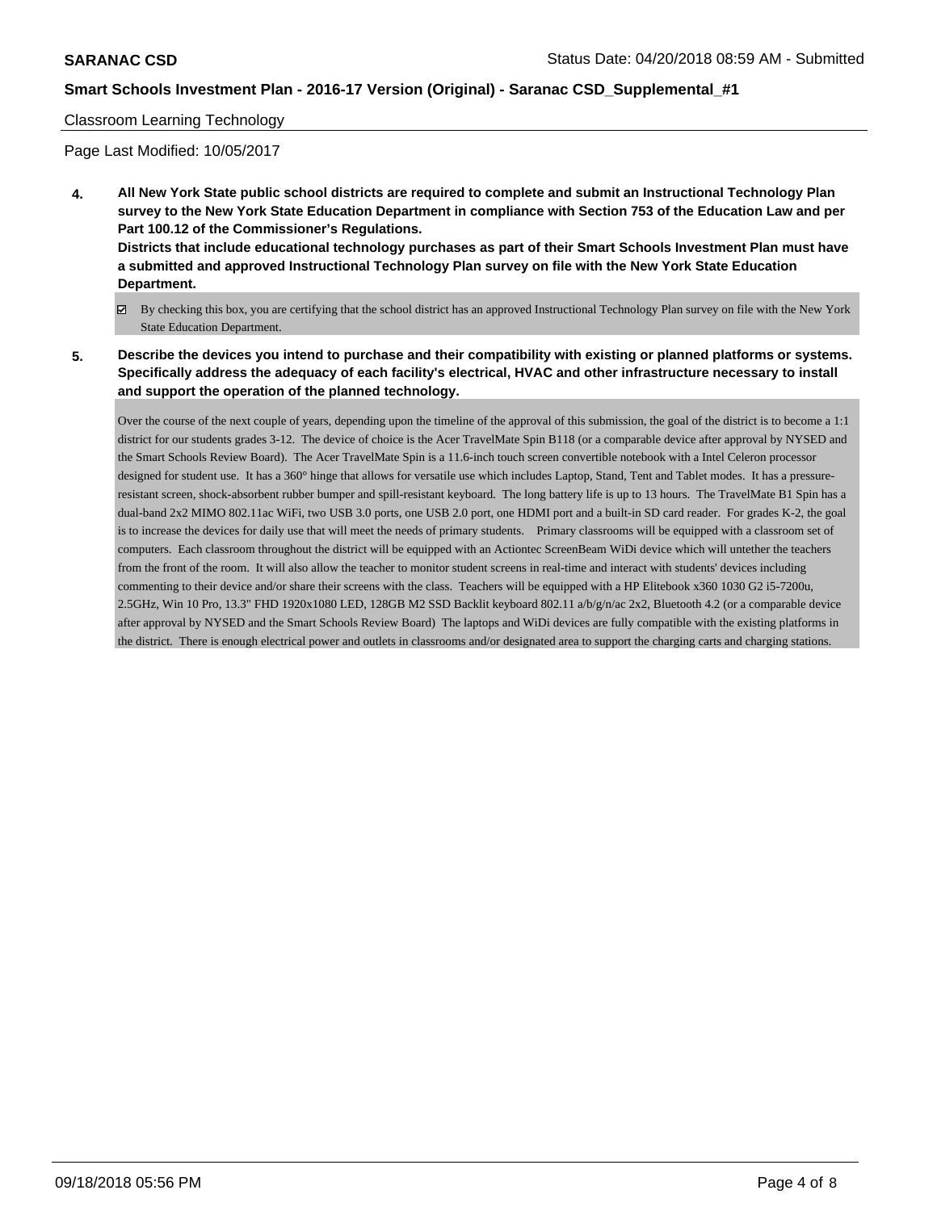Classroom Learning Technology

Page Last Modified: 10/05/2017

**4. All New York State public school districts are required to complete and submit an Instructional Technology Plan survey to the New York State Education Department in compliance with Section 753 of the Education Law and per Part 100.12 of the Commissioner's Regulations.**
**Districts that include educational technology purchases as part of their Smart Schools Investment Plan must have a submitted and approved Instructional Technology Plan survey on file with the New York State Education Department.**

☑ By checking this box, you are certifying that the school district has an approved Instructional Technology Plan survey on file with the New York State Education Department.

**5. Describe the devices you intend to purchase and their compatibility with existing or planned platforms or systems. Specifically address the adequacy of each facility's electrical, HVAC and other infrastructure necessary to install and support the operation of the planned technology.**

Over the course of the next couple of years, depending upon the timeline of the approval of this submission, the goal of the district is to become a 1:1 district for our students grades 3-12. The device of choice is the Acer TravelMate Spin B118 (or a comparable device after approval by NYSED and the Smart Schools Review Board). The Acer TravelMate Spin is a 11.6-inch touch screen convertible notebook with a Intel Celeron processor designed for student use. It has a 360° hinge that allows for versatile use which includes Laptop, Stand, Tent and Tablet modes. It has a pressure-resistant screen, shock-absorbent rubber bumper and spill-resistant keyboard. The long battery life is up to 13 hours. The TravelMate B1 Spin has a dual-band 2x2 MIMO 802.11ac WiFi, two USB 3.0 ports, one USB 2.0 port, one HDMI port and a built-in SD card reader. For grades K-2, the goal is to increase the devices for daily use that will meet the needs of primary students. Primary classrooms will be equipped with a classroom set of computers. Each classroom throughout the district will be equipped with an Actiontec ScreenBeam WiDi device which will untether the teachers from the front of the room. It will also allow the teacher to monitor student screens in real-time and interact with students' devices including commenting to their device and/or share their screens with the class. Teachers will be equipped with a HP Elitebook x360 1030 G2 i5-7200u, 2.5GHz, Win 10 Pro, 13.3" FHD 1920x1080 LED, 128GB M2 SSD Backlit keyboard 802.11 a/b/g/n/ac 2x2, Bluetooth 4.2 (or a comparable device after approval by NYSED and the Smart Schools Review Board) The laptops and WiDi devices are fully compatible with the existing platforms in the district. There is enough electrical power and outlets in classrooms and/or designated area to support the charging carts and charging stations.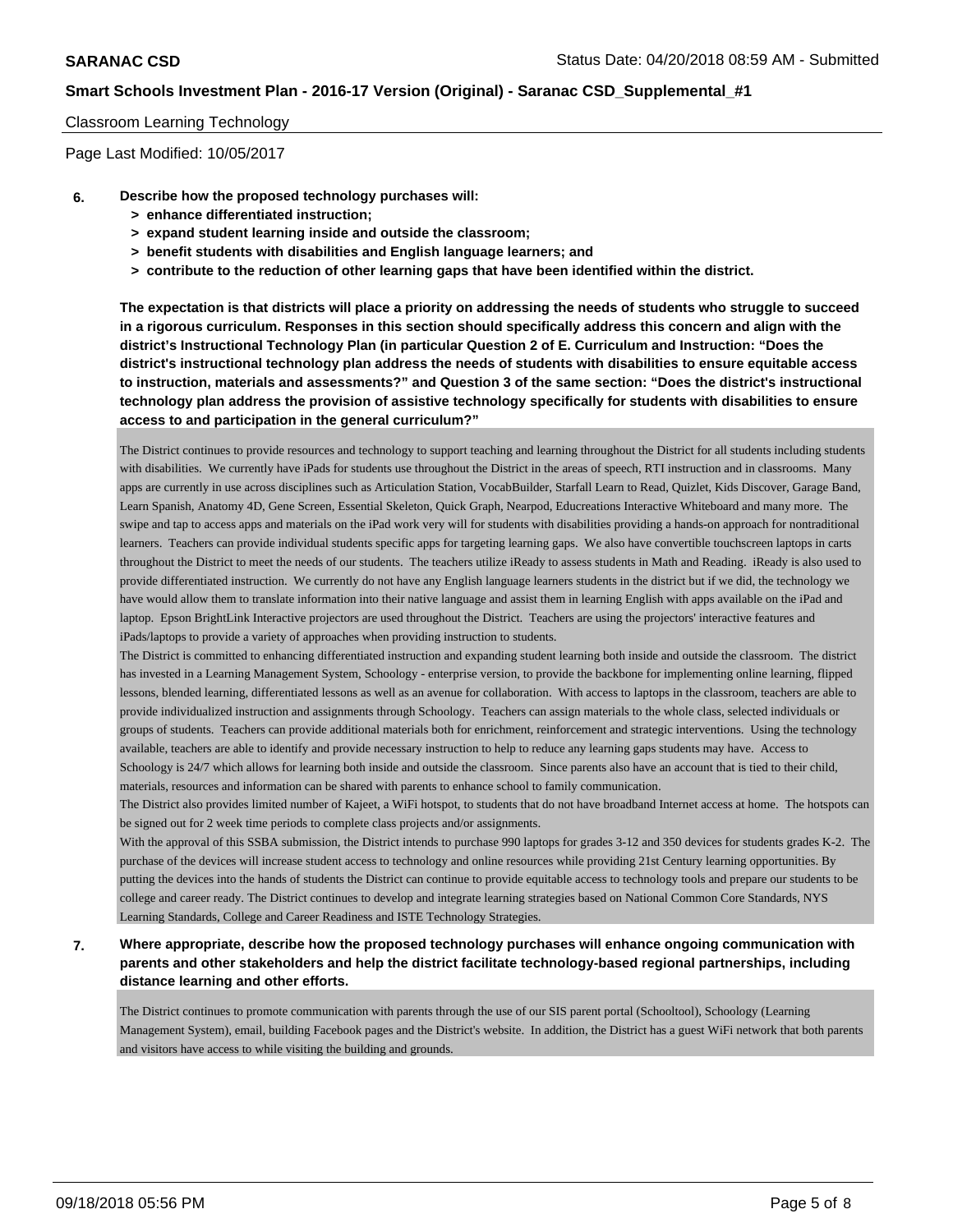Classroom Learning Technology

Page Last Modified: 10/05/2017

**6. Describe how the proposed technology purchases will:**

- **> enhance differentiated instruction;**
- **> expand student learning inside and outside the classroom;**
- **> benefit students with disabilities and English language learners; and**
- **> contribute to the reduction of other learning gaps that have been identified within the district.**

**The expectation is that districts will place a priority on addressing the needs of students who struggle to succeed in a rigorous curriculum. Responses in this section should specifically address this concern and align with the district's Instructional Technology Plan (in particular Question 2 of E. Curriculum and Instruction: "Does the district's instructional technology plan address the needs of students with disabilities to ensure equitable access to instruction, materials and assessments?" and Question 3 of the same section: "Does the district's instructional technology plan address the provision of assistive technology specifically for students with disabilities to ensure access to and participation in the general curriculum?"**

The District continues to provide resources and technology to support teaching and learning throughout the District for all students including students with disabilities. We currently have iPads for students use throughout the District in the areas of speech, RTI instruction and in classrooms. Many apps are currently in use across disciplines such as Articulation Station, VocabBuilder, Starfall Learn to Read, Quizlet, Kids Discover, Garage Band, Learn Spanish, Anatomy 4D, Gene Screen, Essential Skeleton, Quick Graph, Nearpod, Educreations Interactive Whiteboard and many more. The swipe and tap to access apps and materials on the iPad work very will for students with disabilities providing a hands-on approach for nontraditional learners. Teachers can provide individual students specific apps for targeting learning gaps. We also have convertible touchscreen laptops in carts throughout the District to meet the needs of our students. The teachers utilize iReady to assess students in Math and Reading. iReady is also used to provide differentiated instruction. We currently do not have any English language learners students in the district but if we did, the technology we have would allow them to translate information into their native language and assist them in learning English with apps available on the iPad and laptop. Epson BrightLink Interactive projectors are used throughout the District. Teachers are using the projectors' interactive features and iPads/laptops to provide a variety of approaches when providing instruction to students.

The District is committed to enhancing differentiated instruction and expanding student learning both inside and outside the classroom. The district has invested in a Learning Management System, Schoology - enterprise version, to provide the backbone for implementing online learning, flipped lessons, blended learning, differentiated lessons as well as an avenue for collaboration. With access to laptops in the classroom, teachers are able to provide individualized instruction and assignments through Schoology. Teachers can assign materials to the whole class, selected individuals or groups of students. Teachers can provide additional materials both for enrichment, reinforcement and strategic interventions. Using the technology available, teachers are able to identify and provide necessary instruction to help to reduce any learning gaps students may have. Access to Schoology is 24/7 which allows for learning both inside and outside the classroom. Since parents also have an account that is tied to their child, materials, resources and information can be shared with parents to enhance school to family communication.

The District also provides limited number of Kajeet, a WiFi hotspot, to students that do not have broadband Internet access at home. The hotspots can be signed out for 2 week time periods to complete class projects and/or assignments.

With the approval of this SSBA submission, the District intends to purchase 990 laptops for grades 3-12 and 350 devices for students grades K-2. The purchase of the devices will increase student access to technology and online resources while providing 21st Century learning opportunities. By putting the devices into the hands of students the District can continue to provide equitable access to technology tools and prepare our students to be college and career ready. The District continues to develop and integrate learning strategies based on National Common Core Standards, NYS Learning Standards, College and Career Readiness and ISTE Technology Strategies.

**7. Where appropriate, describe how the proposed technology purchases will enhance ongoing communication with parents and other stakeholders and help the district facilitate technology-based regional partnerships, including distance learning and other efforts.**

The District continues to promote communication with parents through the use of our SIS parent portal (Schooltool), Schoology (Learning Management System), email, building Facebook pages and the District's website. In addition, the District has a guest WiFi network that both parents and visitors have access to while visiting the building and grounds.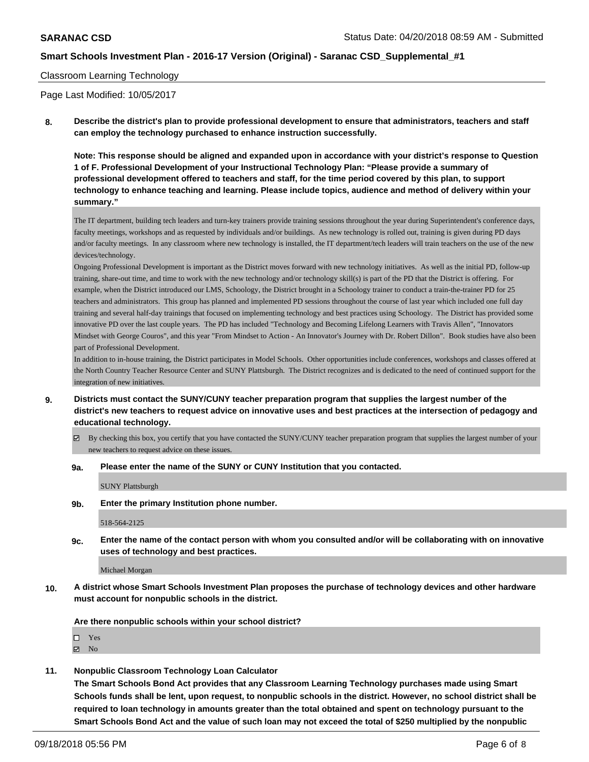Classroom Learning Technology

Page Last Modified: 10/05/2017

**8. Describe the district's plan to provide professional development to ensure that administrators, teachers and staff can employ the technology purchased to enhance instruction successfully.**

**Note: This response should be aligned and expanded upon in accordance with your district's response to Question 1 of F. Professional Development of your Instructional Technology Plan: "Please provide a summary of professional development offered to teachers and staff, for the time period covered by this plan, to support technology to enhance teaching and learning. Please include topics, audience and method of delivery within your summary."**

The IT department, building tech leaders and turn-key trainers provide training sessions throughout the year during Superintendent's conference days, faculty meetings, workshops and as requested by individuals and/or buildings. As new technology is rolled out, training is given during PD days and/or faculty meetings. In any classroom where new technology is installed, the IT department/tech leaders will train teachers on the use of the new devices/technology.

Ongoing Professional Development is important as the District moves forward with new technology initiatives. As well as the initial PD, follow-up training, share-out time, and time to work with the new technology and/or technology skill(s) is part of the PD that the District is offering. For example, when the District introduced our LMS, Schoology, the District brought in a Schoology trainer to conduct a train-the-trainer PD for 25 teachers and administrators. This group has planned and implemented PD sessions throughout the course of last year which included one full day training and several half-day trainings that focused on implementing technology and best practices using Schoology. The District has provided some innovative PD over the last couple years. The PD has included "Technology and Becoming Lifelong Learners with Travis Allen", "Innovators Mindset with George Couros", and this year "From Mindset to Action - An Innovator's Journey with Dr. Robert Dillon". Book studies have also been part of Professional Development.

In addition to in-house training, the District participates in Model Schools. Other opportunities include conferences, workshops and classes offered at the North Country Teacher Resource Center and SUNY Plattsburgh. The District recognizes and is dedicated to the need of continued support for the integration of new initiatives.

**9. Districts must contact the SUNY/CUNY teacher preparation program that supplies the largest number of the district's new teachers to request advice on innovative uses and best practices at the intersection of pedagogy and educational technology.**

☑ By checking this box, you certify that you have contacted the SUNY/CUNY teacher preparation program that supplies the largest number of your new teachers to request advice on these issues.

**9a. Please enter the name of the SUNY or CUNY Institution that you contacted.**

SUNY Plattsburgh

**9b. Enter the primary Institution phone number.**

518-564-2125

**9c. Enter the name of the contact person with whom you consulted and/or will be collaborating with on innovative uses of technology and best practices.**

Michael Morgan

**10. A district whose Smart Schools Investment Plan proposes the purchase of technology devices and other hardware must account for nonpublic schools in the district.**

**Are there nonpublic schools within your school district?**

☐ Yes
☑ No

**11. Nonpublic Classroom Technology Loan Calculator**

**The Smart Schools Bond Act provides that any Classroom Learning Technology purchases made using Smart Schools funds shall be lent, upon request, to nonpublic schools in the district. However, no school district shall be required to loan technology in amounts greater than the total obtained and spent on technology pursuant to the Smart Schools Bond Act and the value of such loan may not exceed the total of $250 multiplied by the nonpublic**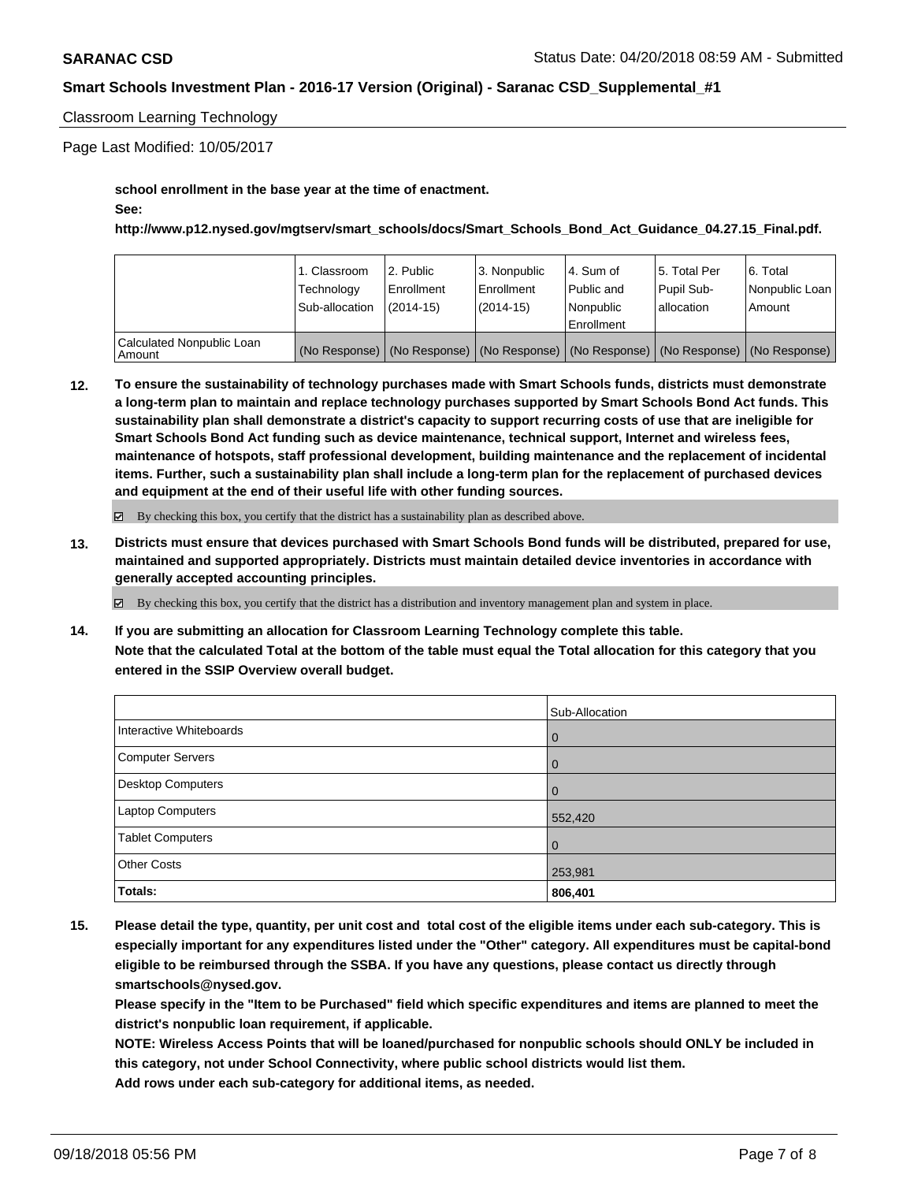Classroom Learning Technology

Page Last Modified: 10/05/2017

**school enrollment in the base year at the time of enactment.**

**See:**

**http://www.p12.nysed.gov/mgtserv/smart_schools/docs/Smart_Schools_Bond_Act_Guidance_04.27.15_Final.pdf.**

| | 1. Classroom Technology Sub-allocation | 2. Public Enrollment (2014-15) | 3. Nonpublic Enrollment (2014-15) | 4. Sum of Public and Nonpublic Enrollment | 5. Total Per Pupil Sub-allocation | 6. Total Nonpublic Loan Amount |
|---|---|---|---|---|---|---|
| Calculated Nonpublic Loan Amount | (No Response) | (No Response) | (No Response) | (No Response) | (No Response) | (No Response) |

**12. To ensure the sustainability of technology purchases made with Smart Schools funds, districts must demonstrate a long-term plan to maintain and replace technology purchases supported by Smart Schools Bond Act funds. This sustainability plan shall demonstrate a district's capacity to support recurring costs of use that are ineligible for Smart Schools Bond Act funding such as device maintenance, technical support, Internet and wireless fees, maintenance of hotspots, staff professional development, building maintenance and the replacement of incidental items. Further, such a sustainability plan shall include a long-term plan for the replacement of purchased devices and equipment at the end of their useful life with other funding sources.**

☑ By checking this box, you certify that the district has a sustainability plan as described above.

**13. Districts must ensure that devices purchased with Smart Schools Bond funds will be distributed, prepared for use, maintained and supported appropriately. Districts must maintain detailed device inventories in accordance with generally accepted accounting principles.**

☑ By checking this box, you certify that the district has a distribution and inventory management plan and system in place.

**14. If you are submitting an allocation for Classroom Learning Technology complete this table. Note that the calculated Total at the bottom of the table must equal the Total allocation for this category that you entered in the SSIP Overview overall budget.**

| | Sub-Allocation |
|---|---|
| Interactive Whiteboards | 0 |
| Computer Servers | 0 |
| Desktop Computers | 0 |
| Laptop Computers | 552,420 |
| Tablet Computers | 0 |
| Other Costs | 253,981 |
| **Totals:** | **806,401** |

**15. Please detail the type, quantity, per unit cost and total cost of the eligible items under each sub-category. This is especially important for any expenditures listed under the "Other" category. All expenditures must be capital-bond eligible to be reimbursed through the SSBA. If you have any questions, please contact us directly through smartschools@nysed.gov.**

**Please specify in the "Item to be Purchased" field which specific expenditures and items are planned to meet the district's nonpublic loan requirement, if applicable.**

**NOTE: Wireless Access Points that will be loaned/purchased for nonpublic schools should ONLY be included in this category, not under School Connectivity, where public school districts would list them.**

**Add rows under each sub-category for additional items, as needed.**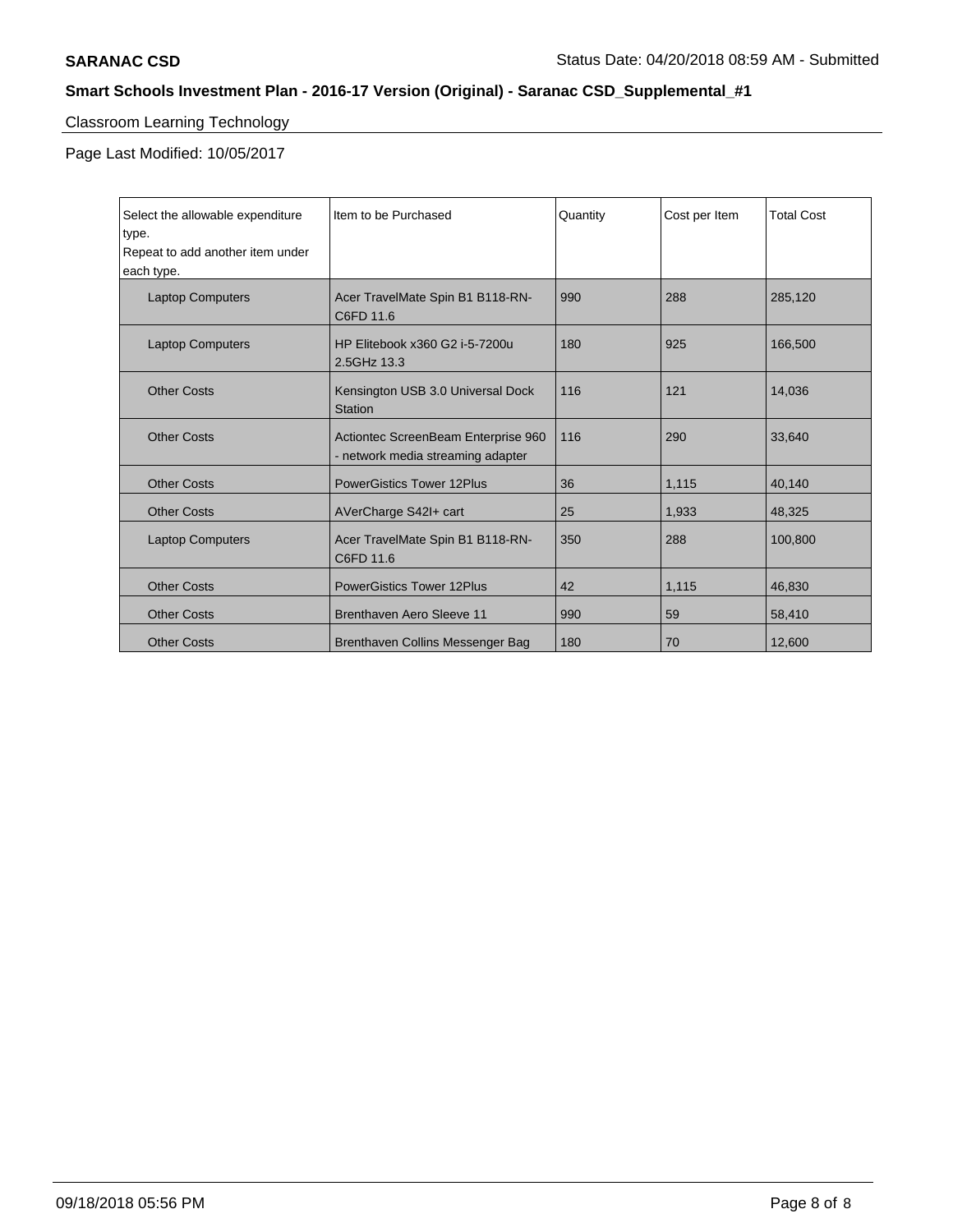**SARANAC CSD**

Status Date: 04/20/2018 08:59 AM - Submitted

**Smart Schools Investment Plan - 2016-17 Version (Original) - Saranac CSD_Supplemental_#1**

## Classroom Learning Technology

Page Last Modified: 10/05/2017

| Select the allowable expenditure type. Repeat to add another item under each type. | Item to be Purchased | Quantity | Cost per Item | Total Cost |
|---|---|---|---|---|
| Laptop Computers | Acer TravelMate Spin B1 B118-RN-C6FD 11.6 | 990 | 288 | 285,120 |
| Laptop Computers | HP Elitebook x360 G2 i-5-7200u 2.5GHz 13.3 | 180 | 925 | 166,500 |
| Other Costs | Kensington USB 3.0 Universal Dock Station | 116 | 121 | 14,036 |
| Other Costs | Actiontec ScreenBeam Enterprise 960 - network media streaming adapter | 116 | 290 | 33,640 |
| Other Costs | PowerGistics Tower 12Plus | 36 | 1,115 | 40,140 |
| Other Costs | AVerCharge S42I+ cart | 25 | 1,933 | 48,325 |
| Laptop Computers | Acer TravelMate Spin B1 B118-RN-C6FD 11.6 | 350 | 288 | 100,800 |
| Other Costs | PowerGistics Tower 12Plus | 42 | 1,115 | 46,830 |
| Other Costs | Brenthaven Aero Sleeve 11 | 990 | 59 | 58,410 |
| Other Costs | Brenthaven Collins Messenger Bag | 180 | 70 | 12,600 |